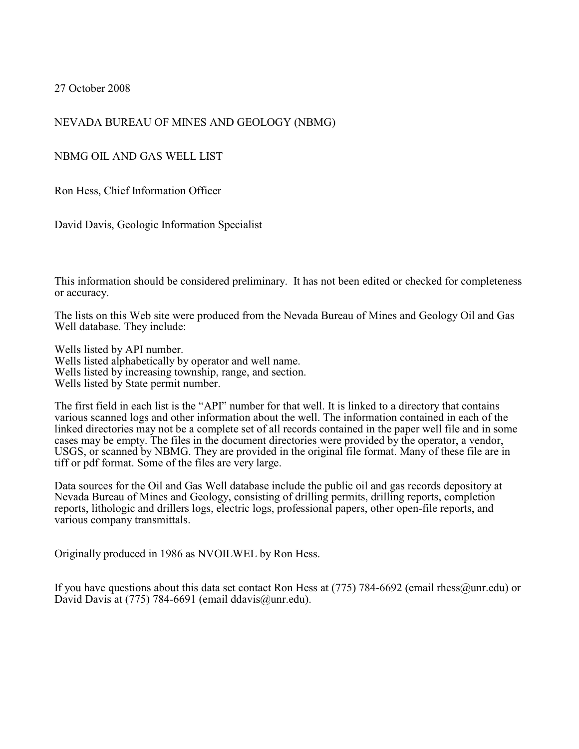27 October 2008

NEVADA BUREAU OF MINES AND GEOLOGY (NBMG)

NBMG OIL AND GAS WELL LIST

Ron Hess, Chief Information Officer

David Davis, Geologic Information Specialist

This information should be considered preliminary. It has not been edited or checked for completeness or accuracy.

The lists on this Web site were produced from the Nevada Bureau of Mines and Geology Oil and Gas Well database. They include:

Wells listed by API number.
Wells listed alphabetically by operator and well name.
Wells listed by increasing township, range, and section.
Wells listed by State permit number.

The first field in each list is the "API" number for that well. It is linked to a directory that contains various scanned logs and other information about the well. The information contained in each of the linked directories may not be a complete set of all records contained in the paper well file and in some cases may be empty. The files in the document directories were provided by the operator, a vendor, USGS, or scanned by NBMG. They are provided in the original file format. Many of these file are in tiff or pdf format. Some of the files are very large.

Data sources for the Oil and Gas Well database include the public oil and gas records depository at Nevada Bureau of Mines and Geology, consisting of drilling permits, drilling reports, completion reports, lithologic and drillers logs, electric logs, professional papers, other open-file reports, and various company transmittals.

Originally produced in 1986 as NVOILWEL by Ron Hess.

If you have questions about this data set contact Ron Hess at (775) 784-6692 (email rhess@unr.edu) or David Davis at (775) 784-6691 (email ddavis@unr.edu).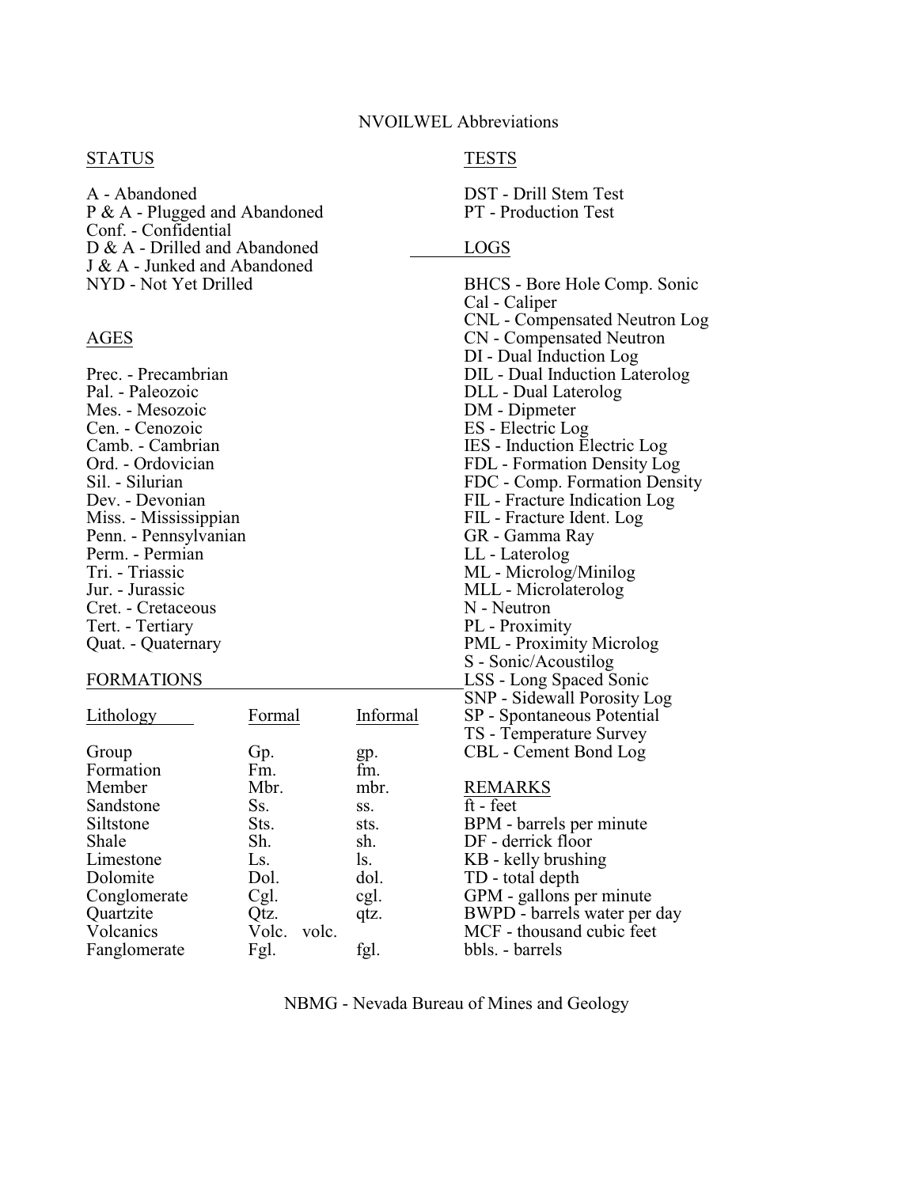# NVOILWEL Abbreviations

## STATUS

A - Abandoned
P & A - Plugged and Abandoned
Conf. - Confidential
D & A - Drilled and Abandoned
J & A - Junked and Abandoned
NYD - Not Yet Drilled

## AGES

Prec. - Precambrian
Pal. - Paleozoic
Mes. - Mesozoic
Cen. - Cenozoic
Camb. - Cambrian
Ord. - Ordovician
Sil. - Silurian
Dev. - Devonian
Miss. - Mississippian
Penn. - Pennsylvanian
Perm. - Permian
Tri. - Triassic
Jur. - Jurassic
Cret. - Cretaceous
Tert. - Tertiary
Quat. - Quaternary

## FORMATIONS

| Lithology | Formal | Informal |
|---|---|---|
| Group | Gp. | gp. |
| Formation | Fm. | fm. |
| Member | Mbr. | mbr. |
| Sandstone | Ss. | ss. |
| Siltstone | Sts. | sts. |
| Shale | Sh. | sh. |
| Limestone | Ls. | ls. |
| Dolomite | Dol. | dol. |
| Conglomerate | Cgl. | cgl. |
| Quartzite | Qtz. | qtz. |
| Volcanics | Volc. | volc. |
| Fanglomerate | Fgl. | fgl. |

## TESTS

DST - Drill Stem Test
PT - Production Test

## LOGS

BHCS - Bore Hole Comp. Sonic
Cal - Caliper
CNL - Compensated Neutron Log
CN - Compensated Neutron
DI - Dual Induction Log
DIL - Dual Induction Laterolog
DLL - Dual Laterolog
DM - Dipmeter
ES - Electric Log
IES - Induction Electric Log
FDL - Formation Density Log
FDC - Comp. Formation Density
FIL - Fracture Indication Log
FIL - Fracture Ident. Log
GR - Gamma Ray
LL - Laterolog
ML - Microlog/Minilog
MLL - Microlaterolog
N - Neutron
PL - Proximity
PML - Proximity Microlog
S - Sonic/Acoustilog
LSS - Long Spaced Sonic
SNP - Sidewall Porosity Log
SP - Spontaneous Potential
TS - Temperature Survey
CBL - Cement Bond Log

## REMARKS

ft - feet
BPM - barrels per minute
DF - derrick floor
KB - kelly brushing
TD - total depth
GPM - gallons per minute
BWPD - barrels water per day
MCF - thousand cubic feet
bbls. - barrels

NBMG - Nevada Bureau of Mines and Geology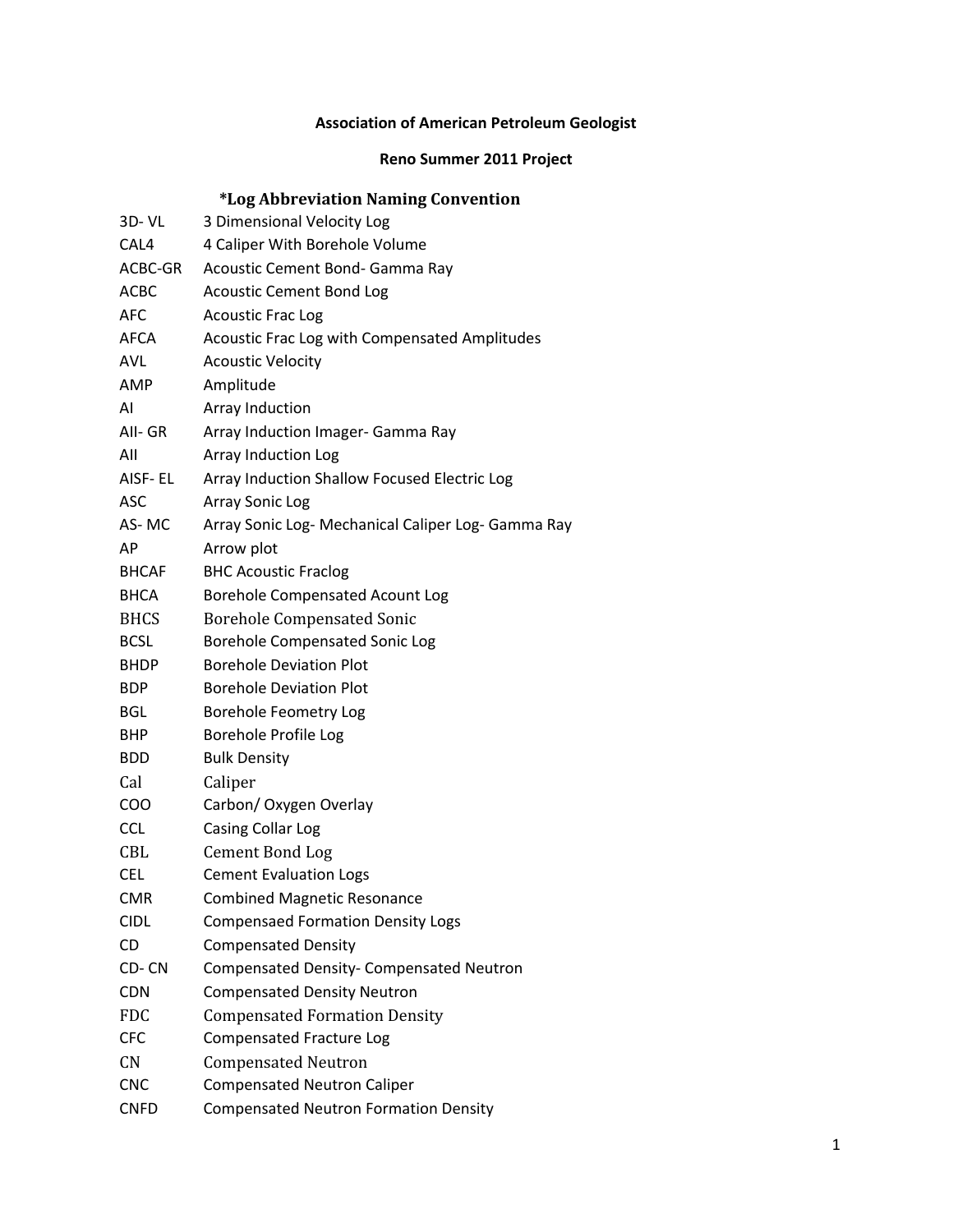**Association of American Petroleum Geologist**

**Reno Summer 2011 Project**

## *Log Abbreviation Naming Convention

| | |
|---|---|
| 3D- VL | 3 Dimensional Velocity Log |
| CAL4 | 4 Caliper With Borehole Volume |
| ACBC-GR | Acoustic Cement Bond- Gamma Ray |
| ACBC | Acoustic Cement Bond Log |
| AFC | Acoustic Frac Log |
| AFCA | Acoustic Frac Log with Compensated Amplitudes |
| AVL | Acoustic Velocity |
| AMP | Amplitude |
| AI | Array Induction |
| AII- GR | Array Induction Imager- Gamma Ray |
| AII | Array Induction Log |
| AISF- EL | Array Induction Shallow Focused Electric Log |
| ASC | Array Sonic Log |
| AS- MC | Array Sonic Log- Mechanical Caliper Log- Gamma Ray |
| AP | Arrow plot |
| BHCAF | BHC Acoustic Fraclog |
| BHCA | Borehole Compensated Acount Log |
| BHCS | Borehole Compensated Sonic |
| BCSL | Borehole Compensated Sonic Log |
| BHDP | Borehole Deviation Plot |
| BDP | Borehole Deviation Plot |
| BGL | Borehole Feometry Log |
| BHP | Borehole Profile Log |
| BDD | Bulk Density |
| Cal | Caliper |
| COO | Carbon/ Oxygen Overlay |
| CCL | Casing Collar Log |
| CBL | Cement Bond Log |
| CEL | Cement Evaluation Logs |
| CMR | Combined Magnetic Resonance |
| CIDL | Compensaed Formation Density Logs |
| CD | Compensated Density |
| CD- CN | Compensated Density- Compensated Neutron |
| CDN | Compensated Density Neutron |
| FDC | Compensated Formation Density |
| CFC | Compensated Fracture Log |
| CN | Compensated Neutron |
| CNC | Compensated Neutron Caliper |
| CNFD | Compensated Neutron Formation Density |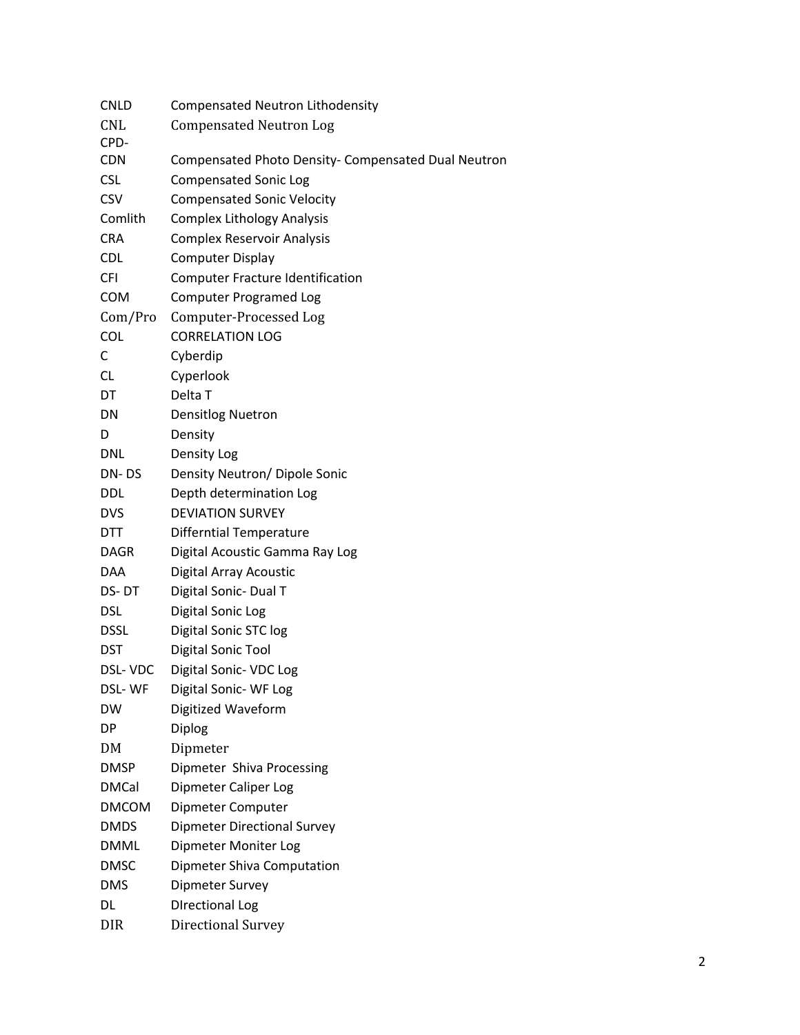| | |
|---|---|
| CNLD | Compensated Neutron Lithodensity |
| CNL | Compensated Neutron Log |
| CPD-CDN | Compensated Photo Density- Compensated Dual Neutron |
| CSL | Compensated Sonic Log |
| CSV | Compensated Sonic Velocity |
| Comlith | Complex Lithology Analysis |
| CRA | Complex Reservoir Analysis |
| CDL | Computer Display |
| CFI | Computer Fracture Identification |
| COM | Computer Programed Log |
| Com/Pro | Computer-Processed Log |
| COL | CORRELATION LOG |
| C | Cyberdip |
| CL | Cyperlook |
| DT | Delta T |
| DN | Densitlog Nuetron |
| D | Density |
| DNL | Density Log |
| DN- DS | Density Neutron/ Dipole Sonic |
| DDL | Depth determination Log |
| DVS | DEVIATION SURVEY |
| DTT | Differntial Temperature |
| DAGR | Digital Acoustic Gamma Ray Log |
| DAA | Digital Array Acoustic |
| DS- DT | Digital Sonic- Dual T |
| DSL | Digital Sonic Log |
| DSSL | Digital Sonic STC log |
| DST | Digital Sonic Tool |
| DSL- VDC | Digital Sonic- VDC Log |
| DSL- WF | Digital Sonic- WF Log |
| DW | Digitized Waveform |
| DP | Diplog |
| DM | Dipmeter |
| DMSP | Dipmeter Shiva Processing |
| DMCal | Dipmeter Caliper Log |
| DMCOM | Dipmeter Computer |
| DMDS | Dipmeter Directional Survey |
| DMML | Dipmeter Moniter Log |
| DMSC | Dipmeter Shiva Computation |
| DMS | Dipmeter Survey |
| DL | DIrectional Log |
| DIR | Directional Survey |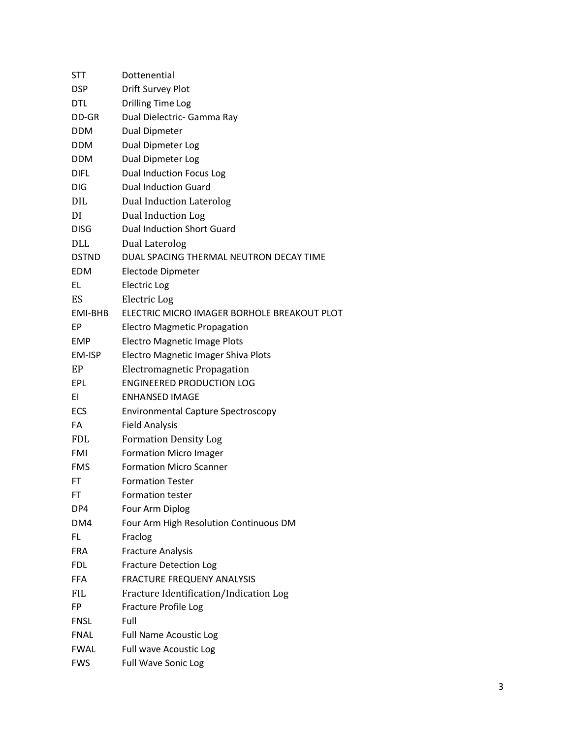| | |
|---|---|
| STT | Dottenential |
| DSP | Drift Survey Plot |
| DTL | Drilling Time Log |
| DD-GR | Dual Dielectric- Gamma Ray |
| DDM | Dual Dipmeter |
| DDM | Dual Dipmeter Log |
| DDM | Dual Dipmeter Log |
| DIFL | Dual Induction Focus Log |
| DIG | Dual Induction Guard |
| DIL | Dual Induction Laterolog |
| DI | Dual Induction Log |
| DISG | Dual Induction Short Guard |
| DLL | Dual Laterolog |
| DSTND | DUAL SPACING THERMAL NEUTRON DECAY TIME |
| EDM | Electode Dipmeter |
| EL | Electric Log |
| ES | Electric Log |
| EMI-BHB | ELECTRIC MICRO IMAGER BORHOLE BREAKOUT PLOT |
| EP | Electro Magmetic Propagation |
| EMP | Electro Magnetic Image Plots |
| EM-ISP | Electro Magnetic Imager Shiva Plots |
| EP | Electromagnetic Propagation |
| EPL | ENGINEERED PRODUCTION LOG |
| EI | ENHANSED IMAGE |
| ECS | Environmental Capture Spectroscopy |
| FA | Field Analysis |
| FDL | Formation Density Log |
| FMI | Formation Micro Imager |
| FMS | Formation Micro Scanner |
| FT | Formation Tester |
| FT | Formation tester |
| DP4 | Four Arm Diplog |
| DM4 | Four Arm High Resolution Continuous DM |
| FL | Fraclog |
| FRA | Fracture Analysis |
| FDL | Fracture Detection Log |
| FFA | FRACTURE FREQUENY ANALYSIS |
| FIL | Fracture Identification/Indication Log |
| FP | Fracture Profile Log |
| FNSL | Full |
| FNAL | Full Name Acoustic Log |
| FWAL | Full wave Acoustic Log |
| FWS | Full Wave Sonic Log |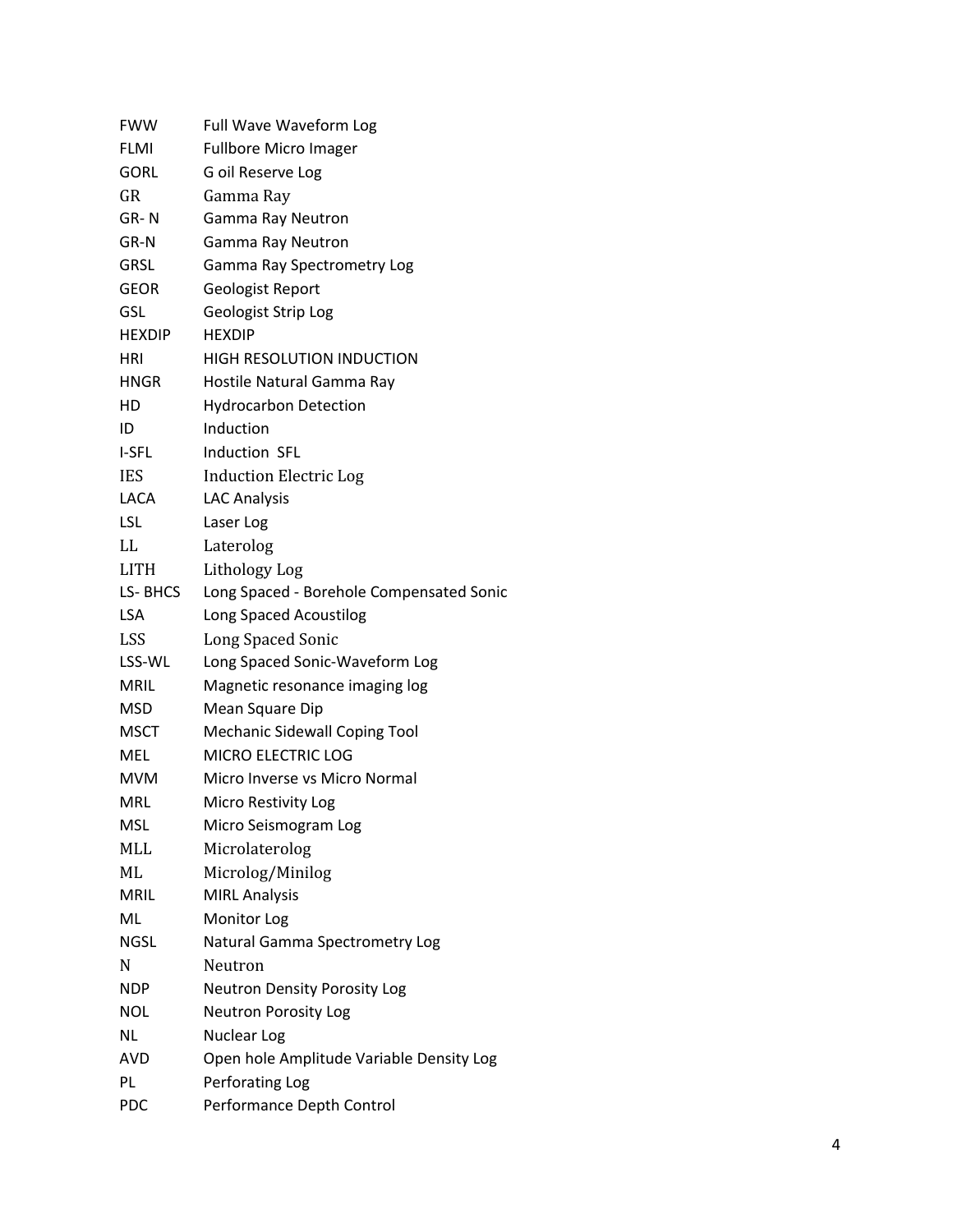| | |
|---|---|
| FWW | Full Wave Waveform Log |
| FLMI | Fullbore Micro Imager |
| GORL | G oil Reserve Log |
| GR | Gamma Ray |
| GR- N | Gamma Ray Neutron |
| GR-N | Gamma Ray Neutron |
| GRSL | Gamma Ray Spectrometry Log |
| GEOR | Geologist Report |
| GSL | Geologist Strip Log |
| HEXDIP | HEXDIP |
| HRI | HIGH RESOLUTION INDUCTION |
| HNGR | Hostile Natural Gamma Ray |
| HD | Hydrocarbon Detection |
| ID | Induction |
| I-SFL | Induction SFL |
| IES | Induction Electric Log |
| LACA | LAC Analysis |
| LSL | Laser Log |
| LL | Laterolog |
| LITH | Lithology Log |
| LS- BHCS | Long Spaced - Borehole Compensated Sonic |
| LSA | Long Spaced Acoustilog |
| LSS | Long Spaced Sonic |
| LSS-WL | Long Spaced Sonic-Waveform Log |
| MRIL | Magnetic resonance imaging log |
| MSD | Mean Square Dip |
| MSCT | Mechanic Sidewall Coping Tool |
| MEL | MICRO ELECTRIC LOG |
| MVM | Micro Inverse vs Micro Normal |
| MRL | Micro Restivity Log |
| MSL | Micro Seismogram Log |
| MLL | Microlaterolog |
| ML | Microlog/Minilog |
| MRIL | MIRL Analysis |
| ML | Monitor Log |
| NGSL | Natural Gamma Spectrometry Log |
| N | Neutron |
| NDP | Neutron Density Porosity Log |
| NOL | Neutron Porosity Log |
| NL | Nuclear Log |
| AVD | Open hole Amplitude Variable Density Log |
| PL | Perforating Log |
| PDC | Performance Depth Control |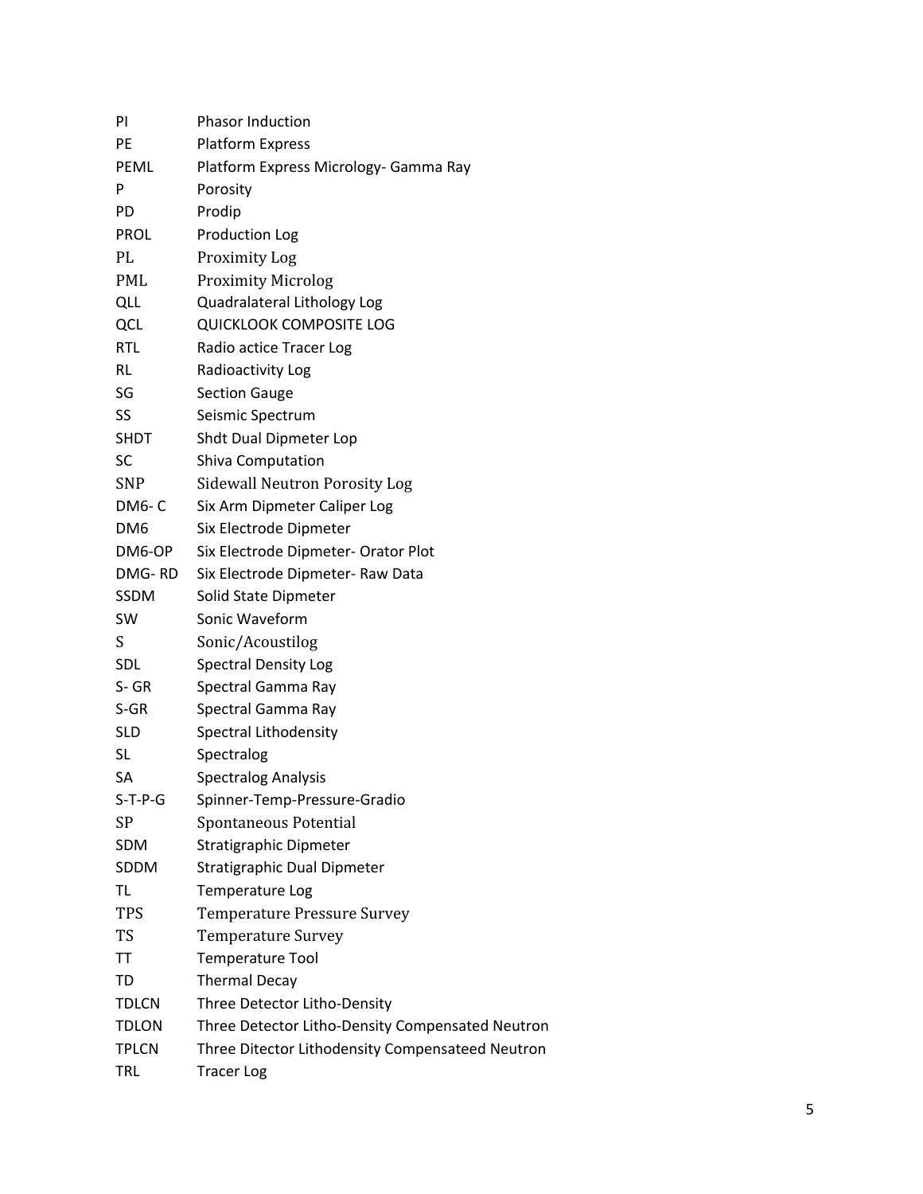| | |
|---|---|
| PI | Phasor Induction |
| PE | Platform Express |
| PEML | Platform Express Micrology- Gamma Ray |
| P | Porosity |
| PD | Prodip |
| PROL | Production Log |
| PL | Proximity Log |
| PML | Proximity Microlog |
| QLL | Quadralateral Lithology Log |
| QCL | QUICKLOOK COMPOSITE LOG |
| RTL | Radio actice Tracer Log |
| RL | Radioactivity Log |
| SG | Section Gauge |
| SS | Seismic Spectrum |
| SHDT | Shdt Dual Dipmeter Lop |
| SC | Shiva Computation |
| SNP | Sidewall Neutron Porosity Log |
| DM6- C | Six Arm Dipmeter Caliper Log |
| DM6 | Six Electrode Dipmeter |
| DM6-OP | Six Electrode Dipmeter- Orator Plot |
| DMG- RD | Six Electrode Dipmeter- Raw Data |
| SSDM | Solid State Dipmeter |
| SW | Sonic Waveform |
| S | Sonic/Acoustilog |
| SDL | Spectral Density Log |
| S- GR | Spectral Gamma Ray |
| S-GR | Spectral Gamma Ray |
| SLD | Spectral Lithodensity |
| SL | Spectralog |
| SA | Spectralog Analysis |
| S-T-P-G | Spinner-Temp-Pressure-Gradio |
| SP | Spontaneous Potential |
| SDM | Stratigraphic Dipmeter |
| SDDM | Stratigraphic Dual Dipmeter |
| TL | Temperature Log |
| TPS | Temperature Pressure Survey |
| TS | Temperature Survey |
| TT | Temperature Tool |
| TD | Thermal Decay |
| TDLCN | Three Detector Litho-Density |
| TDLON | Three Detector Litho-Density Compensated Neutron |
| TPLCN | Three Ditector Lithodensity Compensateed Neutron |
| TRL | Tracer Log |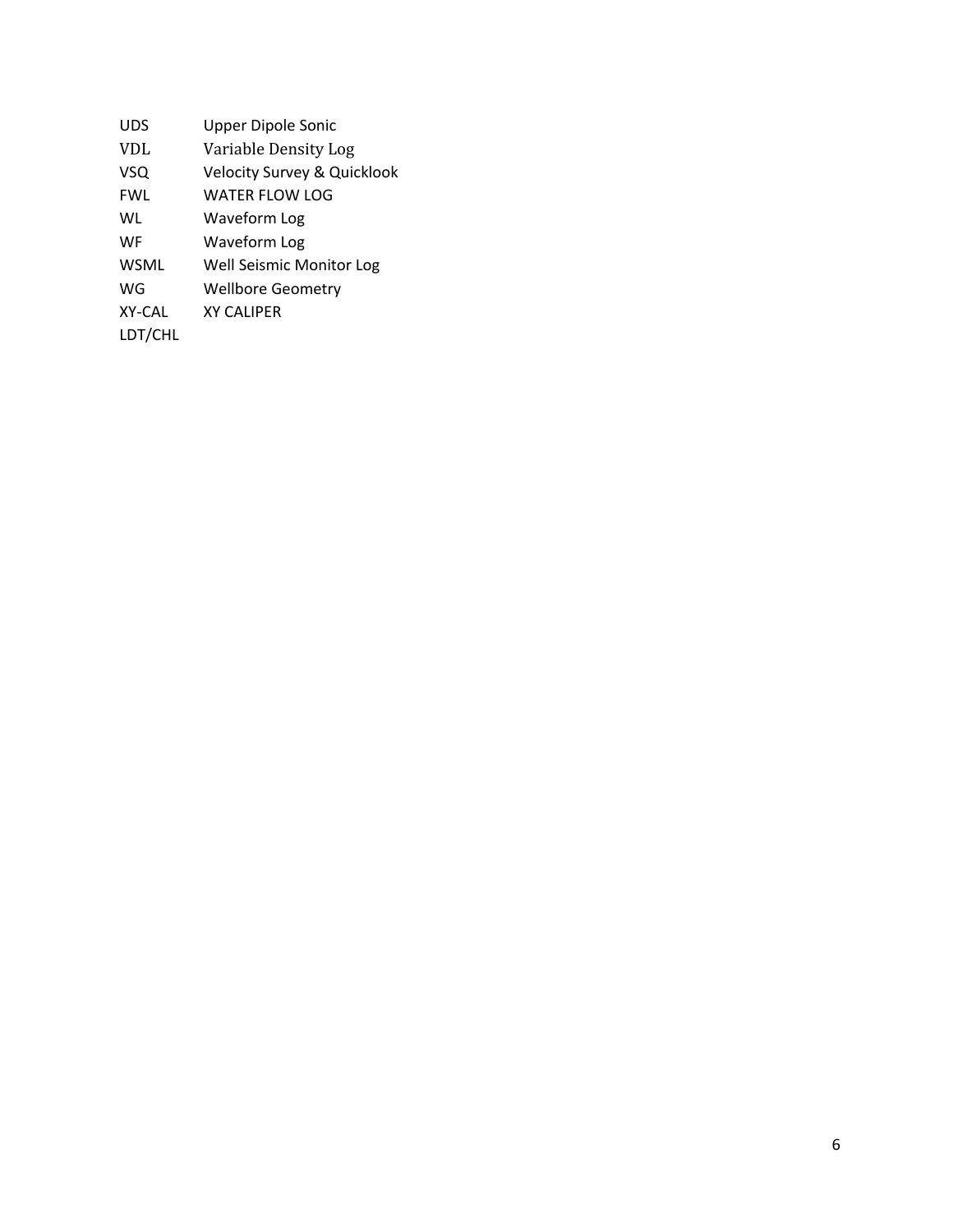| | |
|---|---|
| UDS | Upper Dipole Sonic |
| VDL | Variable Density Log |
| VSQ | Velocity Survey & Quicklook |
| FWL | WATER FLOW LOG |
| WL | Waveform Log |
| WF | Waveform Log |
| WSML | Well Seismic Monitor Log |
| WG | Wellbore Geometry |
| XY-CAL | XY CALIPER |
| LDT/CHL | |